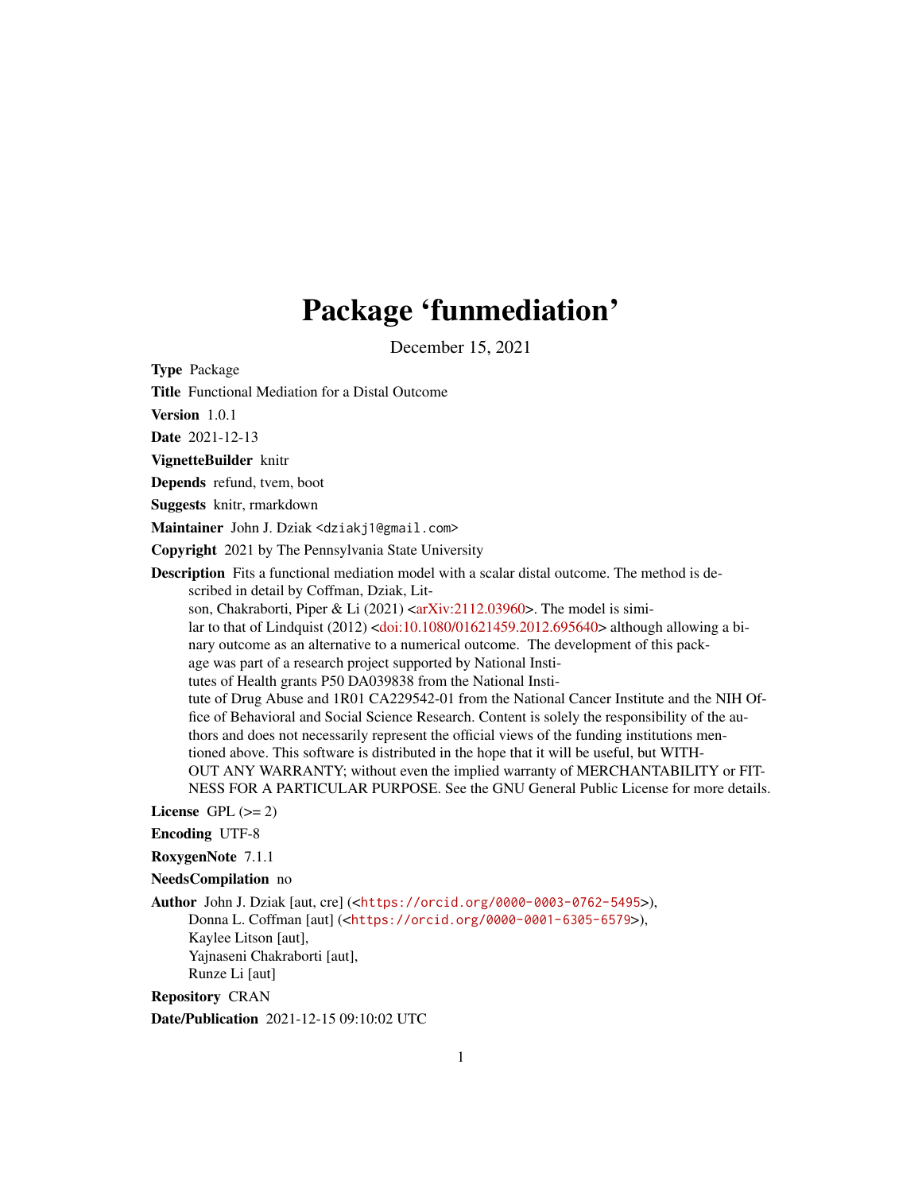# Package 'funmediation'

December 15, 2021

**Type** Package

**Title** Functional Mediation for a Distal Outcome

**Version** 1.0.1

**Date** 2021-12-13

**VignetteBuilder** knitr

**Depends** refund, tvem, boot

**Suggests** knitr, rmarkdown

**Maintainer** John J. Dziak <dziakj1@gmail.com>

**Copyright** 2021 by The Pennsylvania State University

**Description** Fits a functional mediation model with a scalar distal outcome. The method is described in detail by Coffman, Dziak, Litson, Chakraborti, Piper & Li (2021) <arXiv:2112.03960>. The model is similar to that of Lindquist (2012) <doi:10.1080/01621459.2012.695640> although allowing a binary outcome as an alternative to a numerical outcome. The development of this package was part of a research project supported by National Institutes of Health grants P50 DA039838 from the National Institute of Drug Abuse and 1R01 CA229542-01 from the National Cancer Institute and the NIH Office of Behavioral and Social Science Research. Content is solely the responsibility of the authors and does not necessarily represent the official views of the funding institutions mentioned above. This software is distributed in the hope that it will be useful, but WITHOUT ANY WARRANTY; without even the implied warranty of MERCHANTABILITY or FITNESS FOR A PARTICULAR PURPOSE. See the GNU General Public License for more details.

**License** GPL (>= 2)

**Encoding** UTF-8

**RoxygenNote** 7.1.1

**NeedsCompilation** no

**Author** John J. Dziak [aut, cre] (<https://orcid.org/0000-0003-0762-5495>),
Donna L. Coffman [aut] (<https://orcid.org/0000-0001-6305-6579>),
Kaylee Litson [aut],
Yajnaseni Chakraborti [aut],
Runze Li [aut]

**Repository** CRAN

**Date/Publication** 2021-12-15 09:10:02 UTC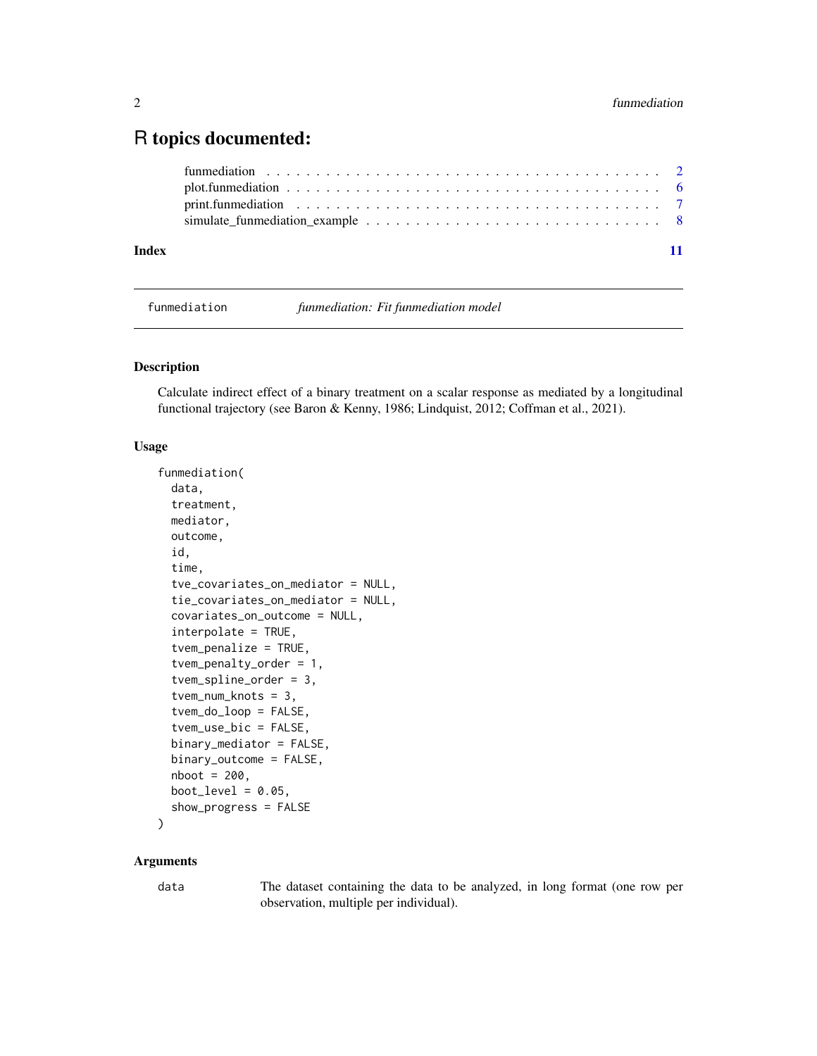# R topics documented:

- funmediation . . . . . . . . . . . . . . . . . . . . . . . . . . . . . . . . . . . . . . 2
- plot.funmediation . . . . . . . . . . . . . . . . . . . . . . . . . . . . . . . . . . . . 6
- print.funmediation . . . . . . . . . . . . . . . . . . . . . . . . . . . . . . . . . . . 7
- simulate_funmediation_example . . . . . . . . . . . . . . . . . . . . . . . . . . . . 8

**Index** **11**

---

## funmediation — *funmediation: Fit funmediation model*

### Description

Calculate indirect effect of a binary treatment on a scalar response as mediated by a longitudinal functional trajectory (see Baron & Kenny, 1986; Lindquist, 2012; Coffman et al., 2021).

### Usage

```
funmediation(
  data,
  treatment,
  mediator,
  outcome,
  id,
  time,
  tve_covariates_on_mediator = NULL,
  tie_covariates_on_mediator = NULL,
  covariates_on_outcome = NULL,
  interpolate = TRUE,
  tvem_penalize = TRUE,
  tvem_penalty_order = 1,
  tvem_spline_order = 3,
  tvem_num_knots = 3,
  tvem_do_loop = FALSE,
  tvem_use_bic = FALSE,
  binary_mediator = FALSE,
  binary_outcome = FALSE,
  nboot = 200,
  boot_level = 0.05,
  show_progress = FALSE
)
```

### Arguments

| | |
|---|---|
| data | The dataset containing the data to be analyzed, in long format (one row per observation, multiple per individual). |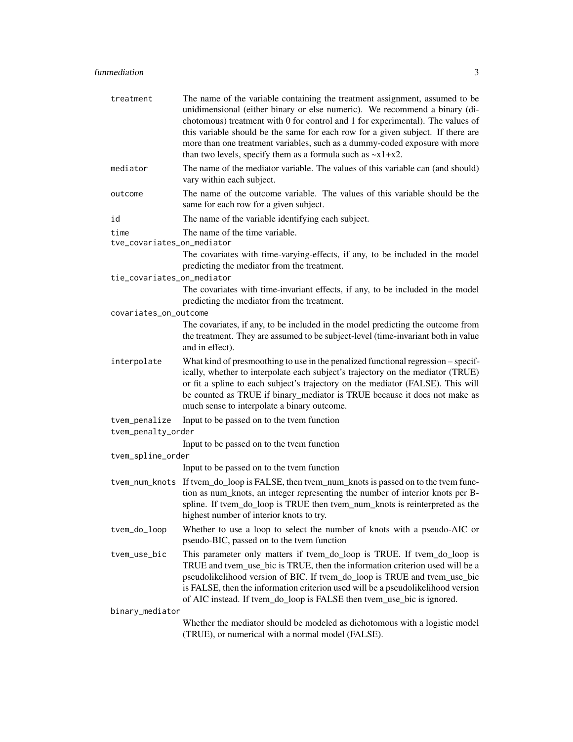`treatment`
: The name of the variable containing the treatment assignment, assumed to be unidimensional (either binary or else numeric). We recommend a binary (dichotomous) treatment with 0 for control and 1 for experimental). The values of this variable should be the same for each row for a given subject. If there are more than one treatment variables, such as a dummy-coded exposure with more than two levels, specify them as a formula such as ~x1+x2.

`mediator`
: The name of the mediator variable. The values of this variable can (and should) vary within each subject.

`outcome`
: The name of the outcome variable. The values of this variable should be the same for each row for a given subject.

`id`
: The name of the variable identifying each subject.

`time`
: The name of the time variable.

`tve_covariates_on_mediator`
: The covariates with time-varying-effects, if any, to be included in the model predicting the mediator from the treatment.

`tie_covariates_on_mediator`
: The covariates with time-invariant effects, if any, to be included in the model predicting the mediator from the treatment.

`covariates_on_outcome`
: The covariates, if any, to be included in the model predicting the outcome from the treatment. They are assumed to be subject-level (time-invariant both in value and in effect).

`interpolate`
: What kind of presmoothing to use in the penalized functional regression – specifically, whether to interpolate each subject's trajectory on the mediator (TRUE) or fit a spline to each subject's trajectory on the mediator (FALSE). This will be counted as TRUE if binary_mediator is TRUE because it does not make as much sense to interpolate a binary outcome.

`tvem_penalize`
: Input to be passed on to the tvem function

`tvem_penalty_order`
: Input to be passed on to the tvem function

`tvem_spline_order`
: Input to be passed on to the tvem function

`tvem_num_knots`
: If tvem_do_loop is FALSE, then tvem_num_knots is passed on to the tvem function as num_knots, an integer representing the number of interior knots per B-spline. If tvem_do_loop is TRUE then tvem_num_knots is reinterpreted as the highest number of interior knots to try.

`tvem_do_loop`
: Whether to use a loop to select the number of knots with a pseudo-AIC or pseudo-BIC, passed on to the tvem function

`tvem_use_bic`
: This parameter only matters if tvem_do_loop is TRUE. If tvem_do_loop is TRUE and tvem_use_bic is TRUE, then the information criterion used will be a pseudolikelihood version of BIC. If tvem_do_loop is TRUE and tvem_use_bic is FALSE, then the information criterion used will be a pseudolikelihood version of AIC instead. If tvem_do_loop is FALSE then tvem_use_bic is ignored.

`binary_mediator`
: Whether the mediator should be modeled as dichotomous with a logistic model (TRUE), or numerical with a normal model (FALSE).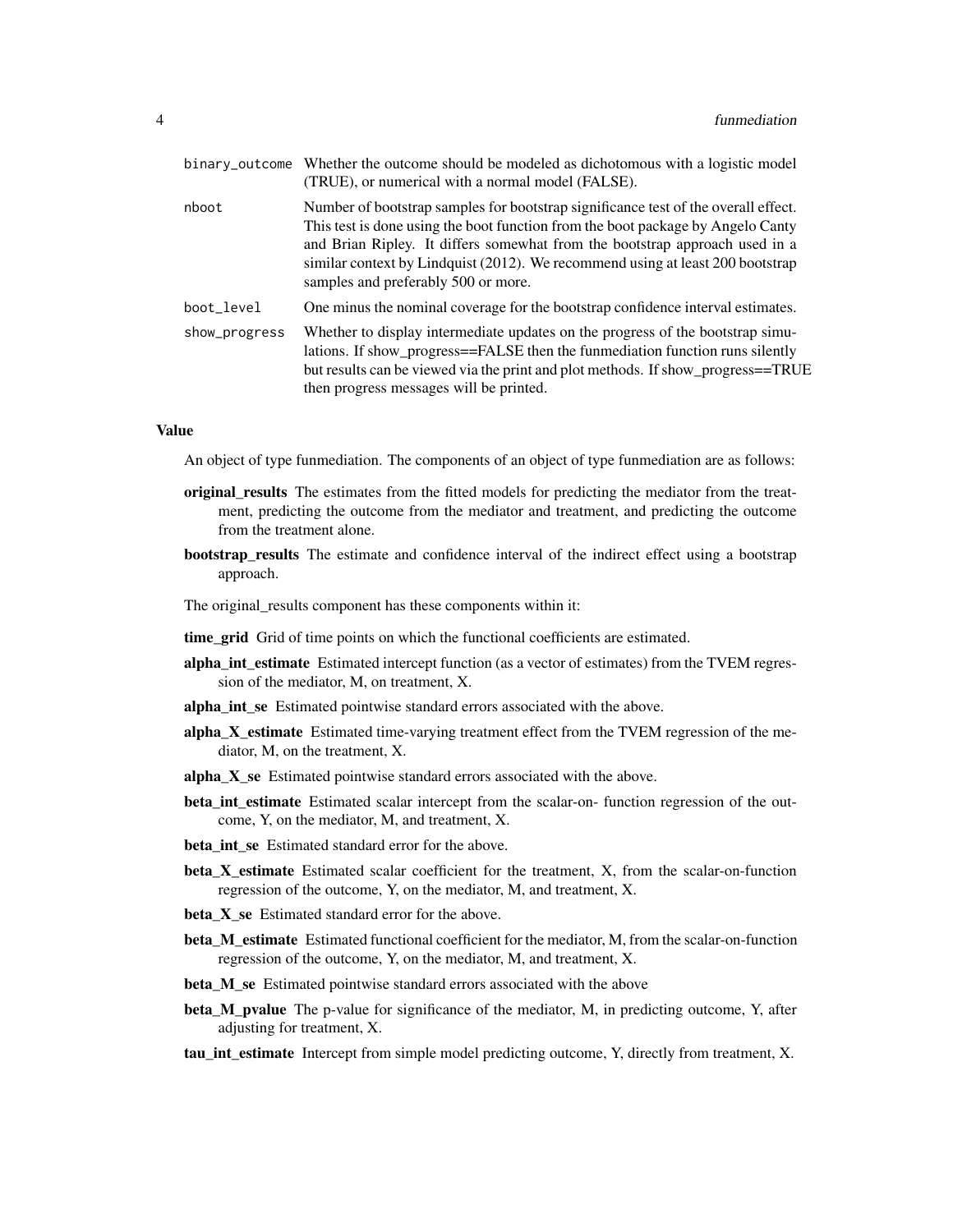| | |
|---|---|
| `binary_outcome` | Whether the outcome should be modeled as dichotomous with a logistic model (TRUE), or numerical with a normal model (FALSE). |
| `nboot` | Number of bootstrap samples for bootstrap significance test of the overall effect. This test is done using the boot function from the boot package by Angelo Canty and Brian Ripley. It differs somewhat from the bootstrap approach used in a similar context by Lindquist (2012). We recommend using at least 200 bootstrap samples and preferably 500 or more. |
| `boot_level` | One minus the nominal coverage for the bootstrap confidence interval estimates. |
| `show_progress` | Whether to display intermediate updates on the progress of the bootstrap simulations. If show_progress==FALSE then the funmediation function runs silently but results can be viewed via the print and plot methods. If show_progress==TRUE then progress messages will be printed. |

### Value

An object of type funmediation. The components of an object of type funmediation are as follows:

- **original_results** The estimates from the fitted models for predicting the mediator from the treatment, predicting the outcome from the mediator and treatment, and predicting the outcome from the treatment alone.
- **bootstrap_results** The estimate and confidence interval of the indirect effect using a bootstrap approach.

The original_results component has these components within it:

- **time_grid** Grid of time points on which the functional coefficients are estimated.
- **alpha_int_estimate** Estimated intercept function (as a vector of estimates) from the TVEM regression of the mediator, M, on treatment, X.
- **alpha_int_se** Estimated pointwise standard errors associated with the above.
- **alpha_X_estimate** Estimated time-varying treatment effect from the TVEM regression of the mediator, M, on the treatment, X.
- **alpha_X_se** Estimated pointwise standard errors associated with the above.
- **beta_int_estimate** Estimated scalar intercept from the scalar-on- function regression of the outcome, Y, on the mediator, M, and treatment, X.
- **beta_int_se** Estimated standard error for the above.
- **beta_X_estimate** Estimated scalar coefficient for the treatment, X, from the scalar-on-function regression of the outcome, Y, on the mediator, M, and treatment, X.
- **beta_X_se** Estimated standard error for the above.
- **beta_M_estimate** Estimated functional coefficient for the mediator, M, from the scalar-on-function regression of the outcome, Y, on the mediator, M, and treatment, X.
- **beta_M_se** Estimated pointwise standard errors associated with the above
- **beta_M_pvalue** The p-value for significance of the mediator, M, in predicting outcome, Y, after adjusting for treatment, X.
- **tau_int_estimate** Intercept from simple model predicting outcome, Y, directly from treatment, X.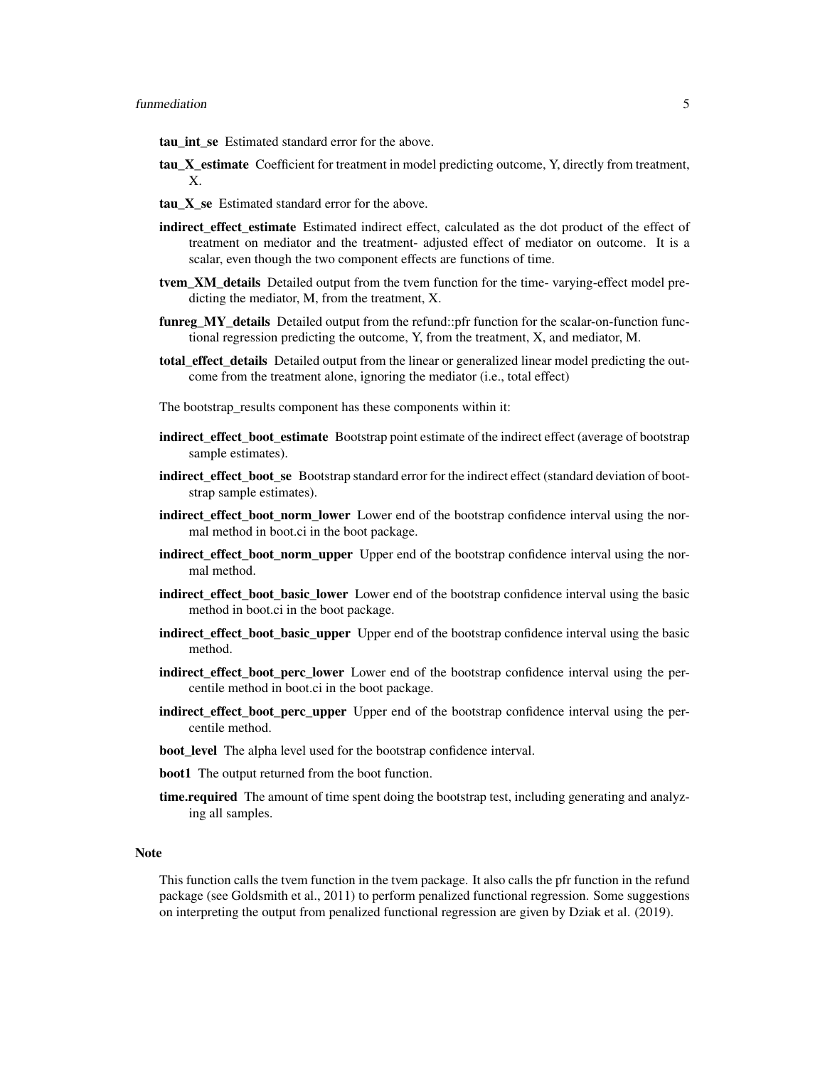**tau_int_se** Estimated standard error for the above.

**tau_X_estimate** Coefficient for treatment in model predicting outcome, Y, directly from treatment, X.

**tau_X_se** Estimated standard error for the above.

**indirect_effect_estimate** Estimated indirect effect, calculated as the dot product of the effect of treatment on mediator and the treatment- adjusted effect of mediator on outcome. It is a scalar, even though the two component effects are functions of time.

**tvem_XM_details** Detailed output from the tvem function for the time- varying-effect model predicting the mediator, M, from the treatment, X.

**funreg_MY_details** Detailed output from the refund::pfr function for the scalar-on-function functional regression predicting the outcome, Y, from the treatment, X, and mediator, M.

**total_effect_details** Detailed output from the linear or generalized linear model predicting the outcome from the treatment alone, ignoring the mediator (i.e., total effect)

The bootstrap_results component has these components within it:

**indirect_effect_boot_estimate** Bootstrap point estimate of the indirect effect (average of bootstrap sample estimates).

**indirect_effect_boot_se** Bootstrap standard error for the indirect effect (standard deviation of bootstrap sample estimates).

**indirect_effect_boot_norm_lower** Lower end of the bootstrap confidence interval using the normal method in boot.ci in the boot package.

**indirect_effect_boot_norm_upper** Upper end of the bootstrap confidence interval using the normal method.

**indirect_effect_boot_basic_lower** Lower end of the bootstrap confidence interval using the basic method in boot.ci in the boot package.

**indirect_effect_boot_basic_upper** Upper end of the bootstrap confidence interval using the basic method.

**indirect_effect_boot_perc_lower** Lower end of the bootstrap confidence interval using the percentile method in boot.ci in the boot package.

**indirect_effect_boot_perc_upper** Upper end of the bootstrap confidence interval using the percentile method.

**boot_level** The alpha level used for the bootstrap confidence interval.

**boot1** The output returned from the boot function.

**time.required** The amount of time spent doing the bootstrap test, including generating and analyzing all samples.

## Note

This function calls the tvem function in the tvem package. It also calls the pfr function in the refund package (see Goldsmith et al., 2011) to perform penalized functional regression. Some suggestions on interpreting the output from penalized functional regression are given by Dziak et al. (2019).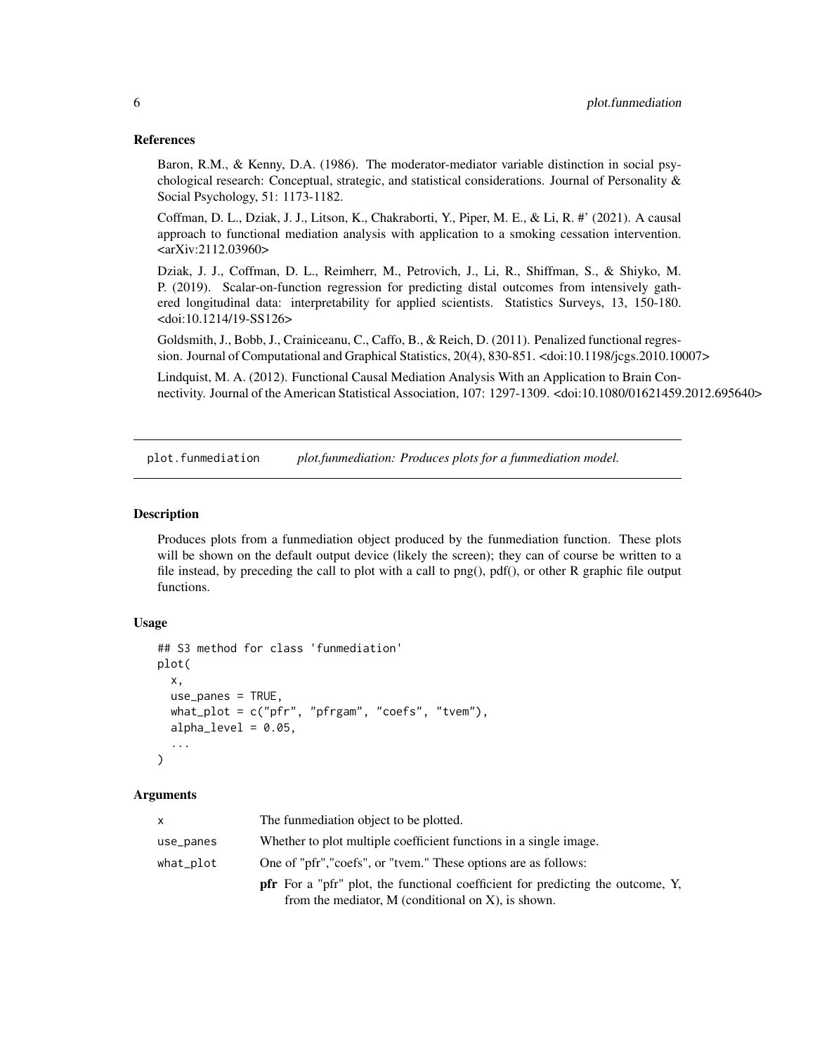### References

Baron, R.M., & Kenny, D.A. (1986). The moderator-mediator variable distinction in social psychological research: Conceptual, strategic, and statistical considerations. Journal of Personality & Social Psychology, 51: 1173-1182.

Coffman, D. L., Dziak, J. J., Litson, K., Chakraborti, Y., Piper, M. E., & Li, R. #' (2021). A causal approach to functional mediation analysis with application to a smoking cessation intervention. <arXiv:2112.03960>

Dziak, J. J., Coffman, D. L., Reimherr, M., Petrovich, J., Li, R., Shiffman, S., & Shiyko, M. P. (2019). Scalar-on-function regression for predicting distal outcomes from intensively gathered longitudinal data: interpretability for applied scientists. Statistics Surveys, 13, 150-180. <doi:10.1214/19-SS126>

Goldsmith, J., Bobb, J., Crainiceanu, C., Caffo, B., & Reich, D. (2011). Penalized functional regression. Journal of Computational and Graphical Statistics, 20(4), 830-851. <doi:10.1198/jcgs.2010.10007>

Lindquist, M. A. (2012). Functional Causal Mediation Analysis With an Application to Brain Connectivity. Journal of the American Statistical Association, 107: 1297-1309. <doi:10.1080/01621459.2012.695640>

---

## plot.funmediation — *plot.funmediation: Produces plots for a funmediation model.*

### Description

Produces plots from a funmediation object produced by the funmediation function. These plots will be shown on the default output device (likely the screen); they can of course be written to a file instead, by preceding the call to plot with a call to png(), pdf(), or other R graphic file output functions.

### Usage

```
## S3 method for class 'funmediation'
plot(
  x,
  use_panes = TRUE,
  what_plot = c("pfr", "pfrgam", "coefs", "tvem"),
  alpha_level = 0.05,
  ...
)
```

### Arguments

| | |
|---|---|
| x | The funmediation object to be plotted. |
| use_panes | Whether to plot multiple coefficient functions in a single image. |
| what_plot | One of "pfr","coefs", or "tvem." These options are as follows: |
| | **pfr** For a "pfr" plot, the functional coefficient for predicting the outcome, Y, from the mediator, M (conditional on X), is shown. |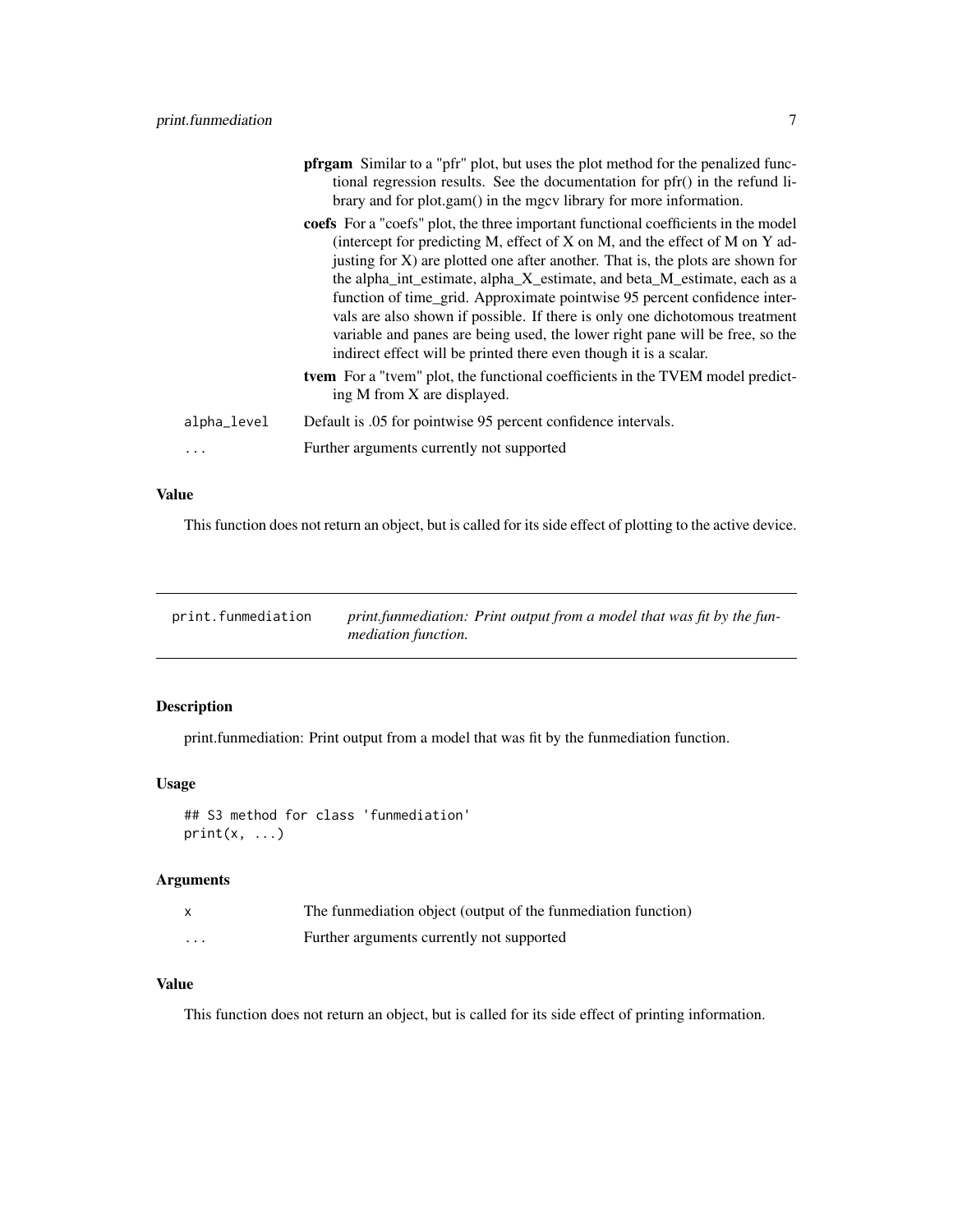- **pfrgam** Similar to a "pfr" plot, but uses the plot method for the penalized functional regression results. See the documentation for pfr() in the refund library and for plot.gam() in the mgcv library for more information.
- **coefs** For a "coefs" plot, the three important functional coefficients in the model (intercept for predicting M, effect of X on M, and the effect of M on Y adjusting for X) are plotted one after another. That is, the plots are shown for the alpha_int_estimate, alpha_X_estimate, and beta_M_estimate, each as a function of time_grid. Approximate pointwise 95 percent confidence intervals are also shown if possible. If there is only one dichotomous treatment variable and panes are being used, the lower right pane will be free, so the indirect effect will be printed there even though it is a scalar.
- **tvem** For a "tvem" plot, the functional coefficients in the TVEM model predicting M from X are displayed.

| | |
|---|---|
| `alpha_level` | Default is .05 for pointwise 95 percent confidence intervals. |
| `...` | Further arguments currently not supported |

### Value

This function does not return an object, but is called for its side effect of plotting to the active device.

---

## print.funmediation — *print.funmediation: Print output from a model that was fit by the funmediation function.*

---

### Description

print.funmediation: Print output from a model that was fit by the funmediation function.

### Usage

```
## S3 method for class 'funmediation'
print(x, ...)
```

### Arguments

| | |
|---|---|
| `x` | The funmediation object (output of the funmediation function) |
| `...` | Further arguments currently not supported |

### Value

This function does not return an object, but is called for its side effect of printing information.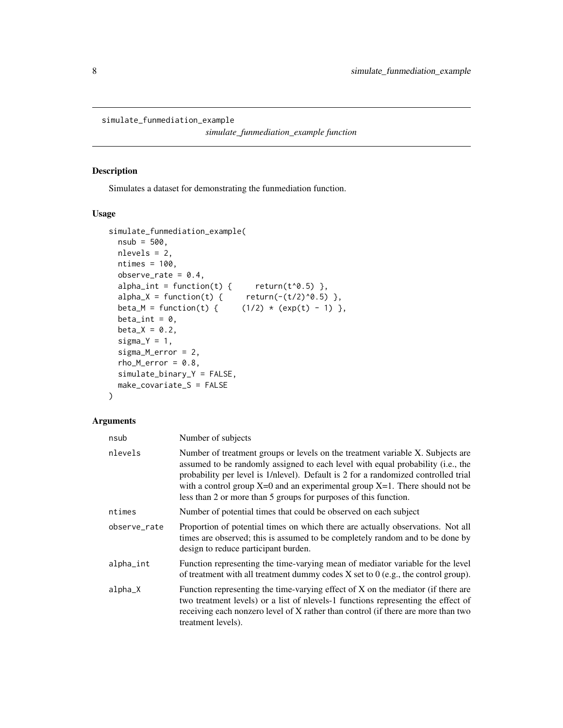simulate_funmediation_example    *simulate_funmediation_example function*

## Description

Simulates a dataset for demonstrating the funmediation function.

## Usage

```
simulate_funmediation_example(
  nsub = 500,
  nlevels = 2,
  ntimes = 100,
  observe_rate = 0.4,
  alpha_int = function(t) {     return(t^0.5) },
  alpha_X = function(t) {     return(-(t/2)^0.5) },
  beta_M = function(t) {     (1/2) * (exp(t) - 1) },
  beta_int = 0,
  beta_X = 0.2,
  sigma_Y = 1,
  sigma_M_error = 2,
  rho_M_error = 0.8,
  simulate_binary_Y = FALSE,
  make_covariate_S = FALSE
)
```

## Arguments

| | |
|---|---|
| nsub | Number of subjects |
| nlevels | Number of treatment groups or levels on the treatment variable X. Subjects are assumed to be randomly assigned to each level with equal probability (i.e., the probability per level is 1/nlevel). Default is 2 for a randomized controlled trial with a control group X=0 and an experimental group X=1. There should not be less than 2 or more than 5 groups for purposes of this function. |
| ntimes | Number of potential times that could be observed on each subject |
| observe_rate | Proportion of potential times on which there are actually observations. Not all times are observed; this is assumed to be completely random and to be done by design to reduce participant burden. |
| alpha_int | Function representing the time-varying mean of mediator variable for the level of treatment with all treatment dummy codes X set to 0 (e.g., the control group). |
| alpha_X | Function representing the time-varying effect of X on the mediator (if there are two treatment levels) or a list of nlevels-1 functions representing the effect of receiving each nonzero level of X rather than control (if there are more than two treatment levels). |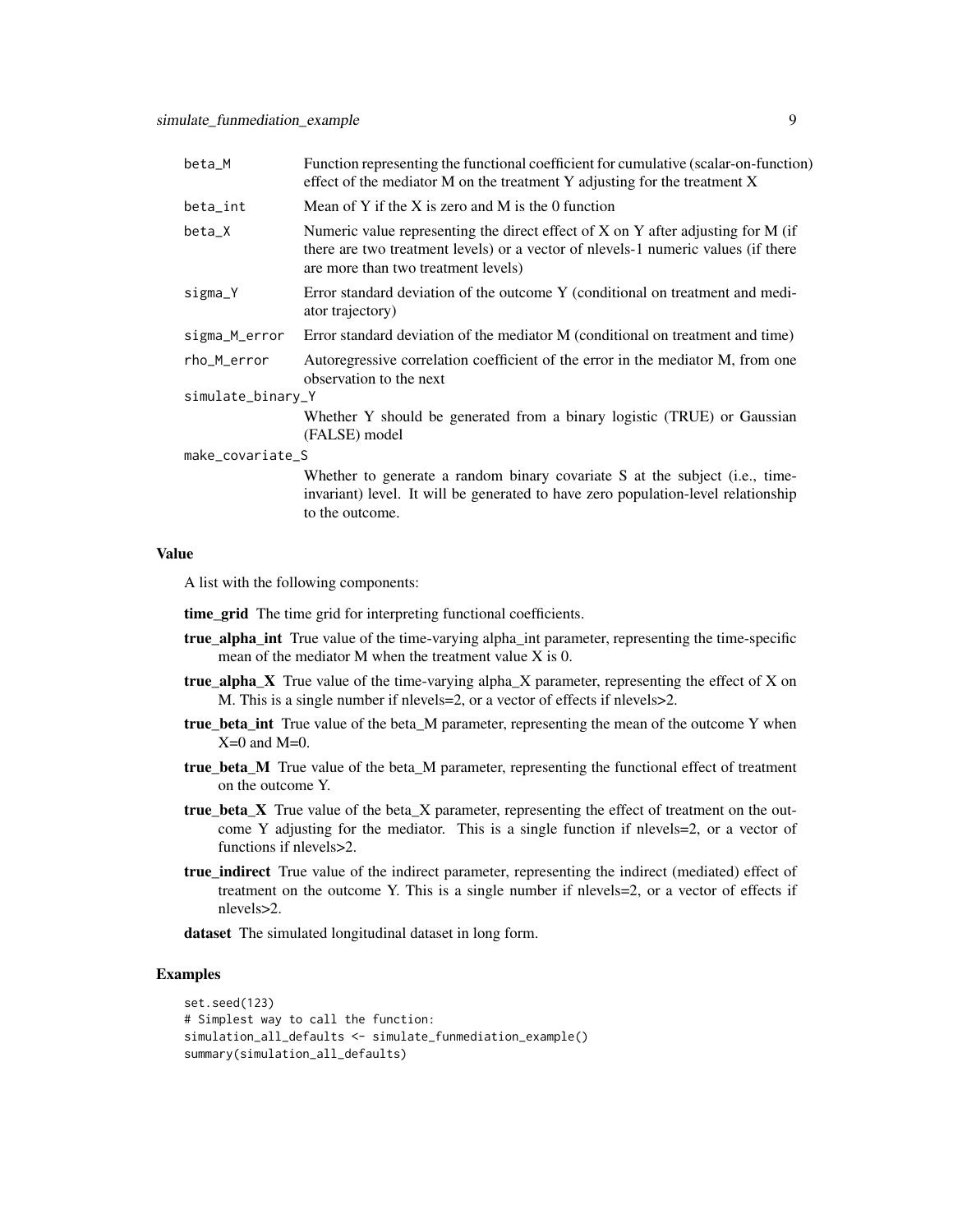| | |
|---|---|
| beta_M | Function representing the functional coefficient for cumulative (scalar-on-function) effect of the mediator M on the treatment Y adjusting for the treatment X |
| beta_int | Mean of Y if the X is zero and M is the 0 function |
| beta_X | Numeric value representing the direct effect of X on Y after adjusting for M (if there are two treatment levels) or a vector of nlevels-1 numeric values (if there are more than two treatment levels) |
| sigma_Y | Error standard deviation of the outcome Y (conditional on treatment and mediator trajectory) |
| sigma_M_error | Error standard deviation of the mediator M (conditional on treatment and time) |
| rho_M_error | Autoregressive correlation coefficient of the error in the mediator M, from one observation to the next |
| simulate_binary_Y | Whether Y should be generated from a binary logistic (TRUE) or Gaussian (FALSE) model |
| make_covariate_S | Whether to generate a random binary covariate S at the subject (i.e., time-invariant) level. It will be generated to have zero population-level relationship to the outcome. |

### Value

A list with the following components:

- **time_grid** The time grid for interpreting functional coefficients.
- **true_alpha_int** True value of the time-varying alpha_int parameter, representing the time-specific mean of the mediator M when the treatment value X is 0.
- **true_alpha_X** True value of the time-varying alpha_X parameter, representing the effect of X on M. This is a single number if nlevels=2, or a vector of effects if nlevels>2.
- **true_beta_int** True value of the beta_M parameter, representing the mean of the outcome Y when X=0 and M=0.
- **true_beta_M** True value of the beta_M parameter, representing the functional effect of treatment on the outcome Y.
- **true_beta_X** True value of the beta_X parameter, representing the effect of treatment on the outcome Y adjusting for the mediator. This is a single function if nlevels=2, or a vector of functions if nlevels>2.
- **true_indirect** True value of the indirect parameter, representing the indirect (mediated) effect of treatment on the outcome Y. This is a single number if nlevels=2, or a vector of effects if nlevels>2.
- **dataset** The simulated longitudinal dataset in long form.

### Examples

```
set.seed(123)
# Simplest way to call the function:
simulation_all_defaults <- simulate_funmediation_example()
summary(simulation_all_defaults)
```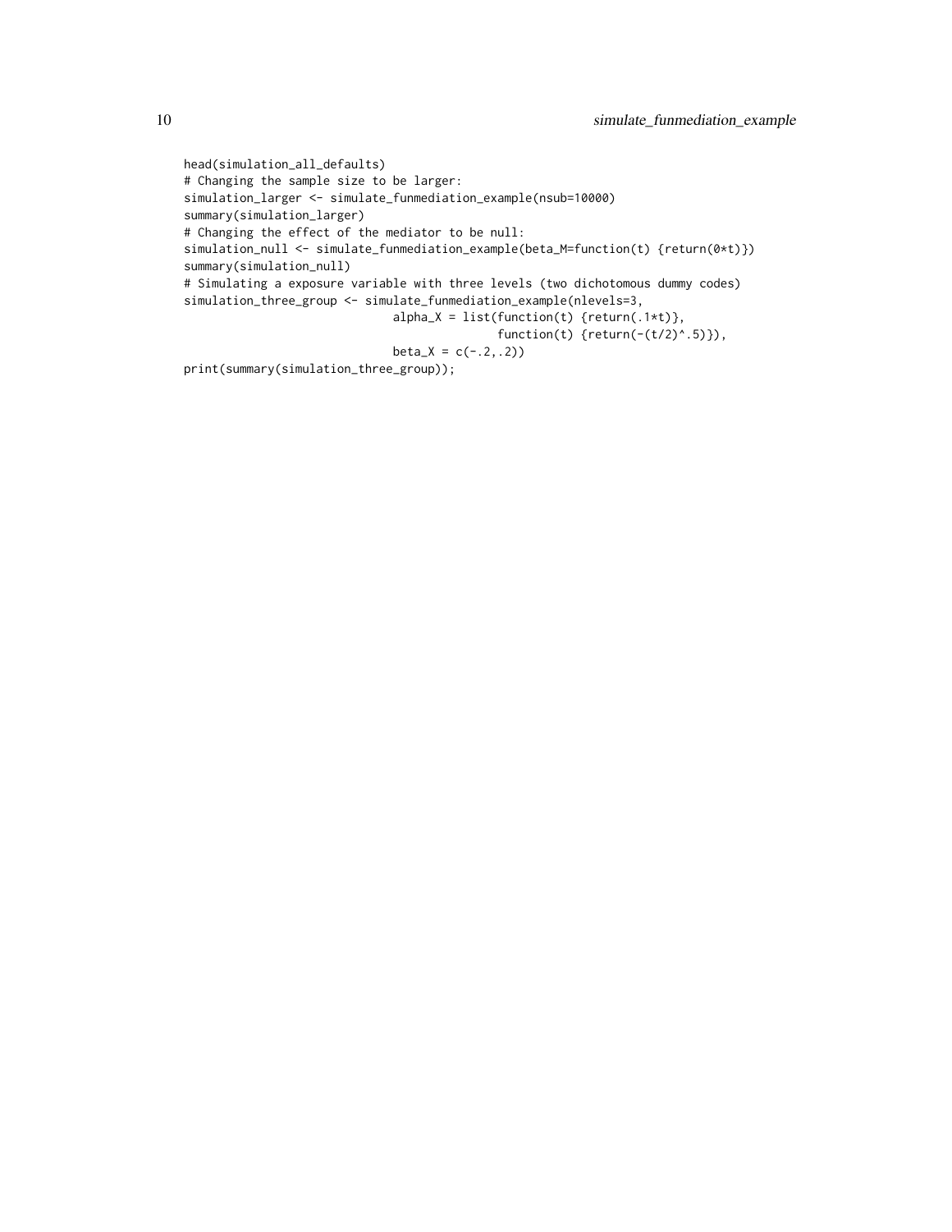```
head(simulation_all_defaults)
# Changing the sample size to be larger:
simulation_larger <- simulate_funmediation_example(nsub=10000)
summary(simulation_larger)
# Changing the effect of the mediator to be null:
simulation_null <- simulate_funmediation_example(beta_M=function(t) {return(0*t)})
summary(simulation_null)
# Simulating a exposure variable with three levels (two dichotomous dummy codes)
simulation_three_group <- simulate_funmediation_example(nlevels=3,
                              alpha_X = list(function(t) {return(.1*t)},
                                             function(t) {return(-(t/2)^.5)}),
                              beta_X = c(-.2,.2))
print(summary(simulation_three_group));
```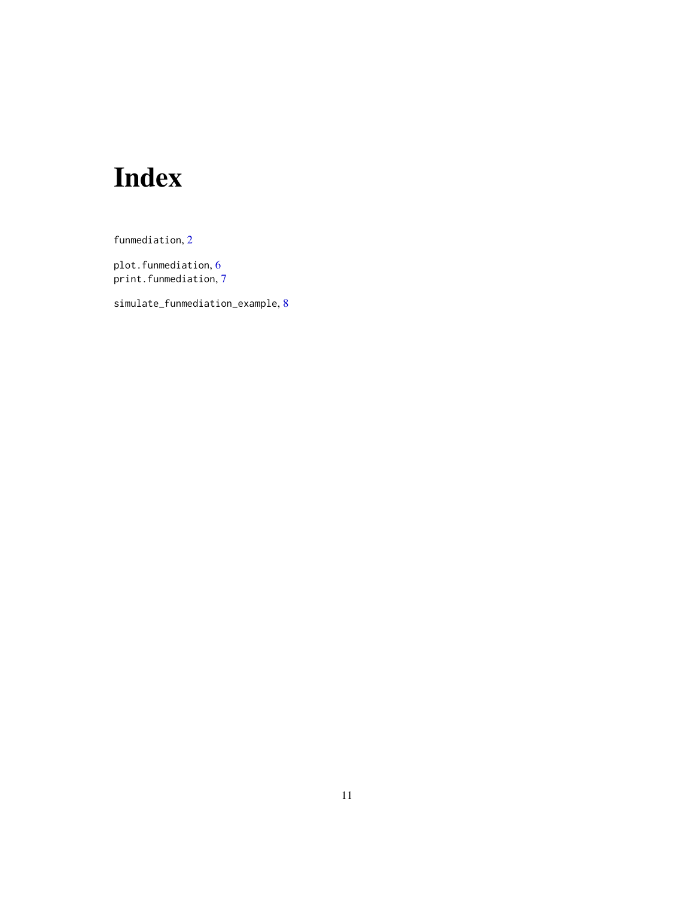# Index

funmediation, 2

plot.funmediation, 6
print.funmediation, 7

simulate_funmediation_example, 8